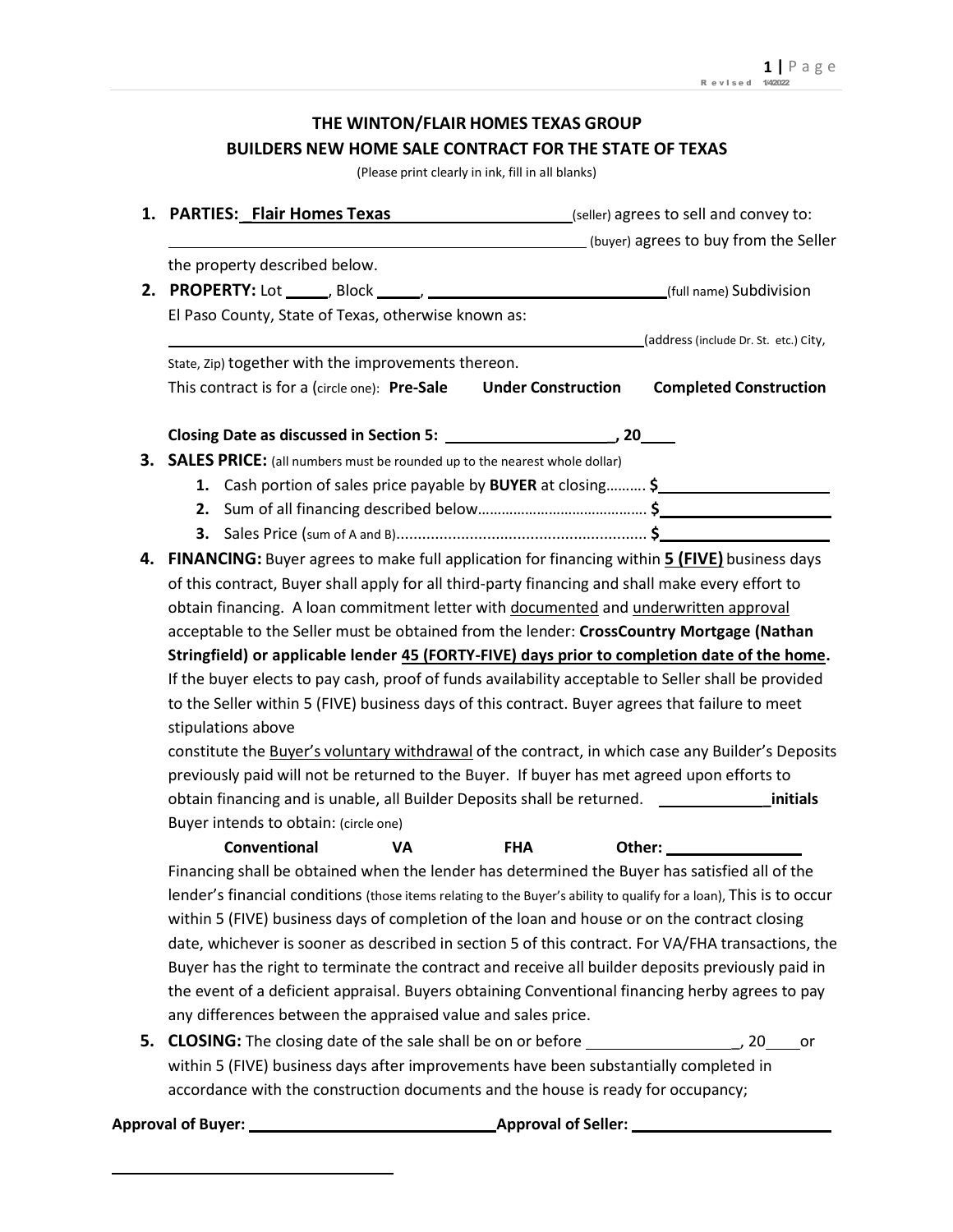# THE WINTON/FLAIR HOMES TEXAS GROUP
## BUILDERS NEW HOME SALE CONTRACT FOR THE STATE OF TEXAS

(Please print clearly in ink, fill in all blanks)

1. **PARTIES:** __**Flair Homes Texas**____________________(seller) agrees to sell and convey to: ______________________________________________________ (buyer) agrees to buy from the Seller the property described below.

2. **PROPERTY:** Lot _____, Block _____, ____________________________(full name) Subdivision El Paso County, State of Texas, otherwise known as: ____________________________________________________________(address (include Dr. St. etc.) City, State, Zip) together with the improvements thereon.

   This contract is for a (circle one): **Pre-Sale** **Under Construction** **Completed Construction**

   **Closing Date as discussed in Section 5: ____________________, 20____**

3. **SALES PRICE:** (all numbers must be rounded up to the nearest whole dollar)
   1. Cash portion of sales price payable by **BUYER** at closing………. $____________________
   2. Sum of all financing described below……………………………………. $____________________
   3. Sales Price (sum of A and B)........................................................... $____________________

4. **FINANCING:** Buyer agrees to make full application for financing within **5 (FIVE)** business days of this contract, Buyer shall apply for all third-party financing and shall make every effort to obtain financing. A loan commitment letter with documented and underwritten approval acceptable to the Seller must be obtained from the lender: **CrossCountry Mortgage (Nathan Stringfield) or applicable lender 45 (FORTY-FIVE) days prior to completion date of the home.** If the buyer elects to pay cash, proof of funds availability acceptable to Seller shall be provided to the Seller within 5 (FIVE) business days of this contract. Buyer agrees that failure to meet stipulations above

   constitute the Buyer's voluntary withdrawal of the contract, in which case any Builder's Deposits previously paid will not be returned to the Buyer. If buyer has met agreed upon efforts to obtain financing and is unable, all Builder Deposits shall be returned. _____________**initials**

   Buyer intends to obtain: (circle one)

   **Conventional** **VA** **FHA** **Other: ________________**

   Financing shall be obtained when the lender has determined the Buyer has satisfied all of the lender's financial conditions (those items relating to the Buyer's ability to qualify for a loan), This is to occur within 5 (FIVE) business days of completion of the loan and house or on the contract closing date, whichever is sooner as described in section 5 of this contract. For VA/FHA transactions, the Buyer has the right to terminate the contract and receive all builder deposits previously paid in the event of a deficient appraisal. Buyers obtaining Conventional financing herby agrees to pay any differences between the appraised value and sales price.

5. **CLOSING:** The closing date of the sale shall be on or before __________________, 20____or within 5 (FIVE) business days after improvements have been substantially completed in accordance with the construction documents and the house is ready for occupancy;

**Approval of Buyer:** ____________________________ **Approval of Seller:** ______________________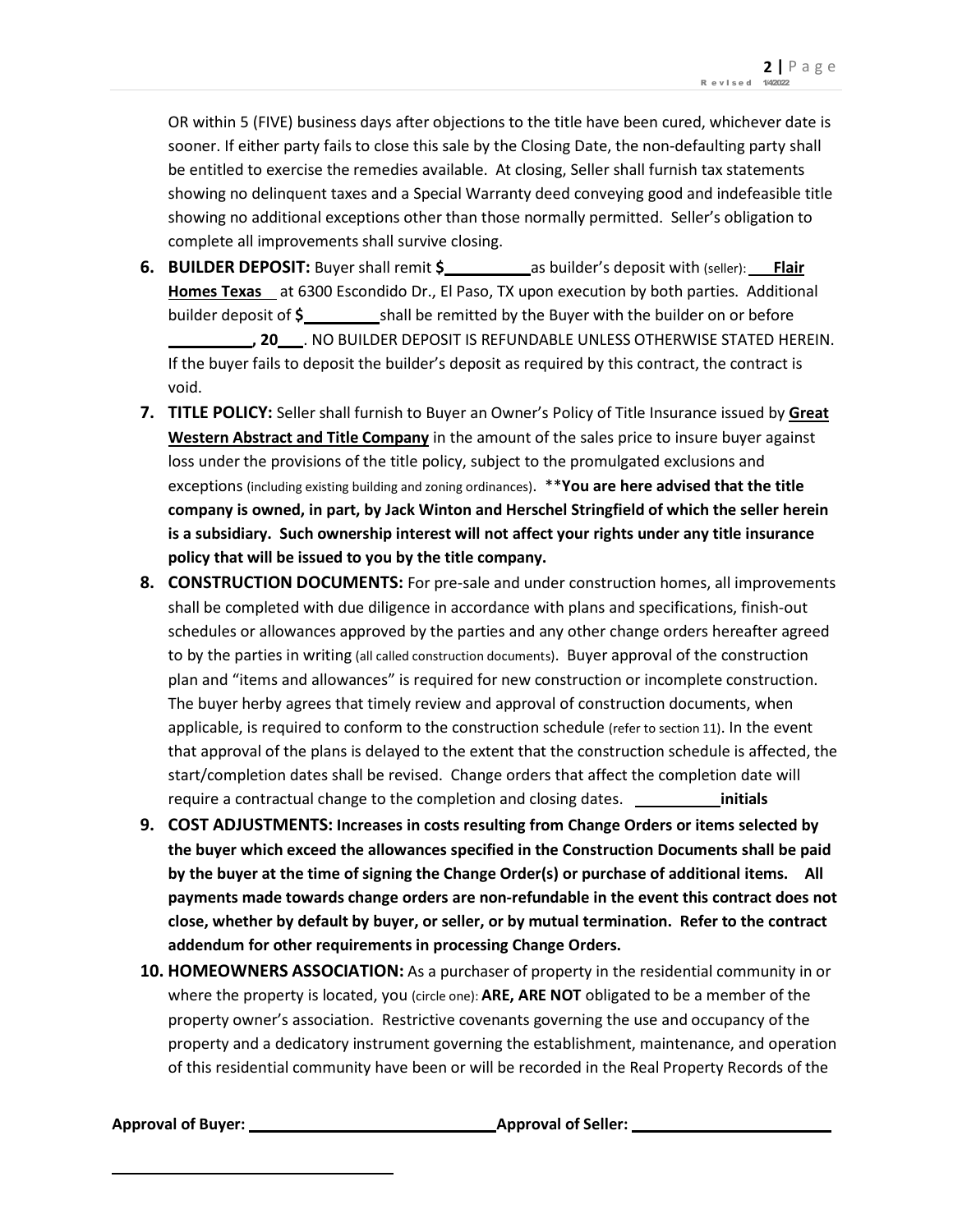OR within 5 (FIVE) business days after objections to the title have been cured, whichever date is sooner. If either party fails to close this sale by the Closing Date, the non-defaulting party shall be entitled to exercise the remedies available. At closing, Seller shall furnish tax statements showing no delinquent taxes and a Special Warranty deed conveying good and indefeasible title showing no additional exceptions other than those normally permitted. Seller's obligation to complete all improvements shall survive closing.

6. **BUILDER DEPOSIT:** Buyer shall remit **$__________** as builder's deposit with (seller): **<u>Flair Homes Texas</u>** at 6300 Escondido Dr., El Paso, TX upon execution by both parties. Additional builder deposit of **$_________** shall be remitted by the Buyer with the builder on or before **__________, 20___**. NO BUILDER DEPOSIT IS REFUNDABLE UNLESS OTHERWISE STATED HEREIN. If the buyer fails to deposit the builder's deposit as required by this contract, the contract is void.

7. **TITLE POLICY:** Seller shall furnish to Buyer an Owner's Policy of Title Insurance issued by **<u>Great Western Abstract and Title Company</u>** in the amount of the sales price to insure buyer against loss under the provisions of the title policy, subject to the promulgated exclusions and exceptions (including existing building and zoning ordinances). ****You are here advised that the title company is owned, in part, by Jack Winton and Herschel Stringfield of which the seller herein is a subsidiary. Such ownership interest will not affect your rights under any title insurance policy that will be issued to you by the title company.**

8. **CONSTRUCTION DOCUMENTS:** For pre-sale and under construction homes, all improvements shall be completed with due diligence in accordance with plans and specifications, finish-out schedules or allowances approved by the parties and any other change orders hereafter agreed to by the parties in writing (all called construction documents). Buyer approval of the construction plan and "items and allowances" is required for new construction or incomplete construction. The buyer herby agrees that timely review and approval of construction documents, when applicable, is required to conform to the construction schedule (refer to section 11). In the event that approval of the plans is delayed to the extent that the construction schedule is affected, the start/completion dates shall be revised. Change orders that affect the completion date will require a contractual change to the completion and closing dates. __________ **initials**

9. **COST ADJUSTMENTS: Increases in costs resulting from Change Orders or items selected by the buyer which exceed the allowances specified in the Construction Documents shall be paid by the buyer at the time of signing the Change Order(s) or purchase of additional items. All payments made towards change orders are non-refundable in the event this contract does not close, whether by default by buyer, or seller, or by mutual termination. Refer to the contract addendum for other requirements in processing Change Orders.**

10. **HOMEOWNERS ASSOCIATION:** As a purchaser of property in the residential community in or where the property is located, you (circle one): **ARE, ARE NOT** obligated to be a member of the property owner's association. Restrictive covenants governing the use and occupancy of the property and a dedicatory instrument governing the establishment, maintenance, and operation of this residential community have been or will be recorded in the Real Property Records of the

**Approval of Buyer:** ____________________________ **Approval of Seller:** ______________________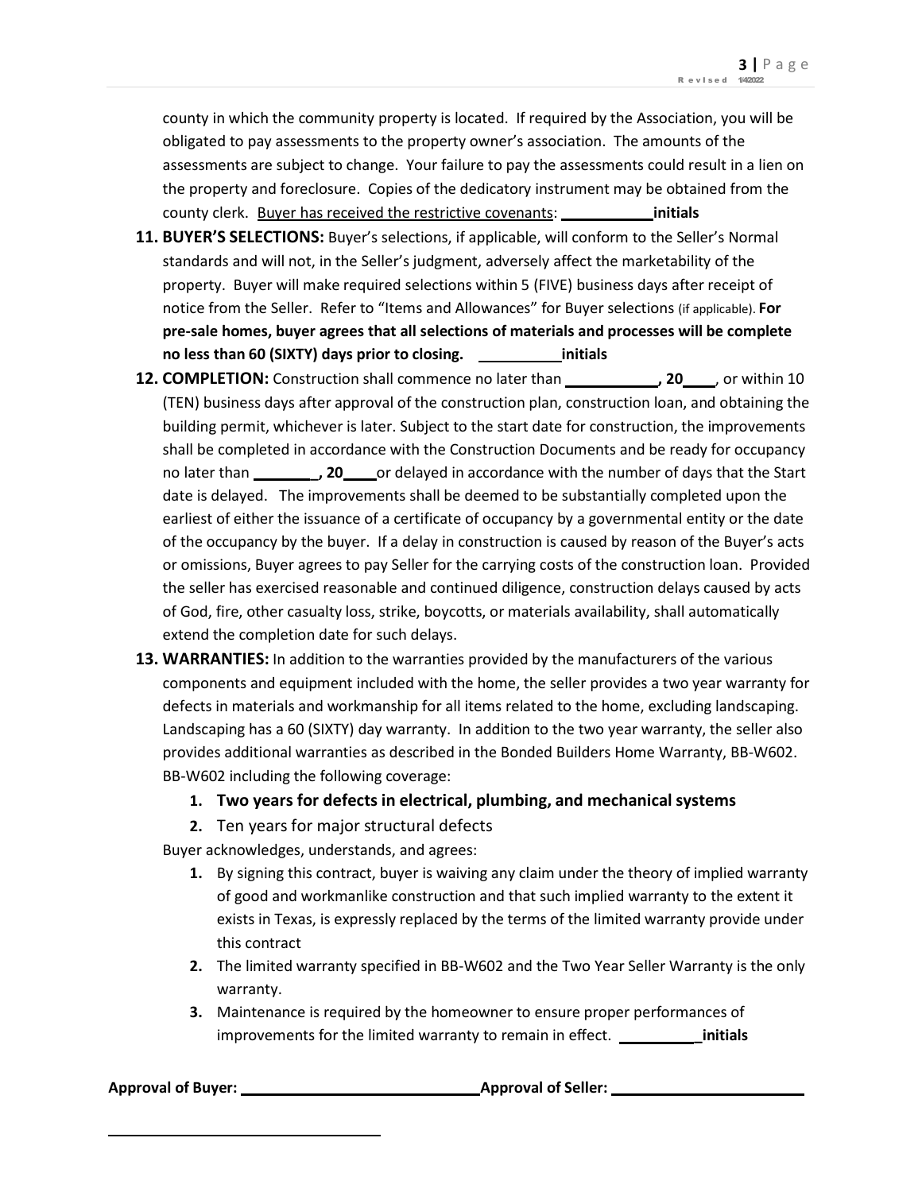county in which the community property is located. If required by the Association, you will be obligated to pay assessments to the property owner's association. The amounts of the assessments are subject to change. Your failure to pay the assessments could result in a lien on the property and foreclosure. Copies of the dedicatory instrument may be obtained from the county clerk. Buyer has received the restrictive covenants: ___________**initials**

11. **BUYER'S SELECTIONS:** Buyer's selections, if applicable, will conform to the Seller's Normal standards and will not, in the Seller's judgment, adversely affect the marketability of the property. Buyer will make required selections within 5 (FIVE) business days after receipt of notice from the Seller. Refer to "Items and Allowances" for Buyer selections (if applicable). **For pre-sale homes, buyer agrees that all selections of materials and processes will be complete no less than 60 (SIXTY) days prior to closing.** __________**initials**
12. **COMPLETION:** Construction shall commence no later than ___________**, 20**____, or within 10 (TEN) business days after approval of the construction plan, construction loan, and obtaining the building permit, whichever is later. Subject to the start date for construction, the improvements shall be completed in accordance with the Construction Documents and be ready for occupancy no later than ________**, 20**____or delayed in accordance with the number of days that the Start date is delayed. The improvements shall be deemed to be substantially completed upon the earliest of either the issuance of a certificate of occupancy by a governmental entity or the date of the occupancy by the buyer. If a delay in construction is caused by reason of the Buyer's acts or omissions, Buyer agrees to pay Seller for the carrying costs of the construction loan. Provided the seller has exercised reasonable and continued diligence, construction delays caused by acts of God, fire, other casualty loss, strike, boycotts, or materials availability, shall automatically extend the completion date for such delays.
13. **WARRANTIES:** In addition to the warranties provided by the manufacturers of the various components and equipment included with the home, the seller provides a two year warranty for defects in materials and workmanship for all items related to the home, excluding landscaping. Landscaping has a 60 (SIXTY) day warranty. In addition to the two year warranty, the seller also provides additional warranties as described in the Bonded Builders Home Warranty, BB-W602. BB-W602 including the following coverage:
    1. **Two years for defects in electrical, plumbing, and mechanical systems**
    2. Ten years for major structural defects

    Buyer acknowledges, understands, and agrees:

    1. By signing this contract, buyer is waiving any claim under the theory of implied warranty of good and workmanlike construction and that such implied warranty to the extent it exists in Texas, is expressly replaced by the terms of the limited warranty provide under this contract
    2. The limited warranty specified in BB-W602 and the Two Year Seller Warranty is the only warranty.
    3. Maintenance is required by the homeowner to ensure proper performances of improvements for the limited warranty to remain in effect. __________**initials**

**Approval of Buyer:** _____________________________ **Approval of Seller:** ________________________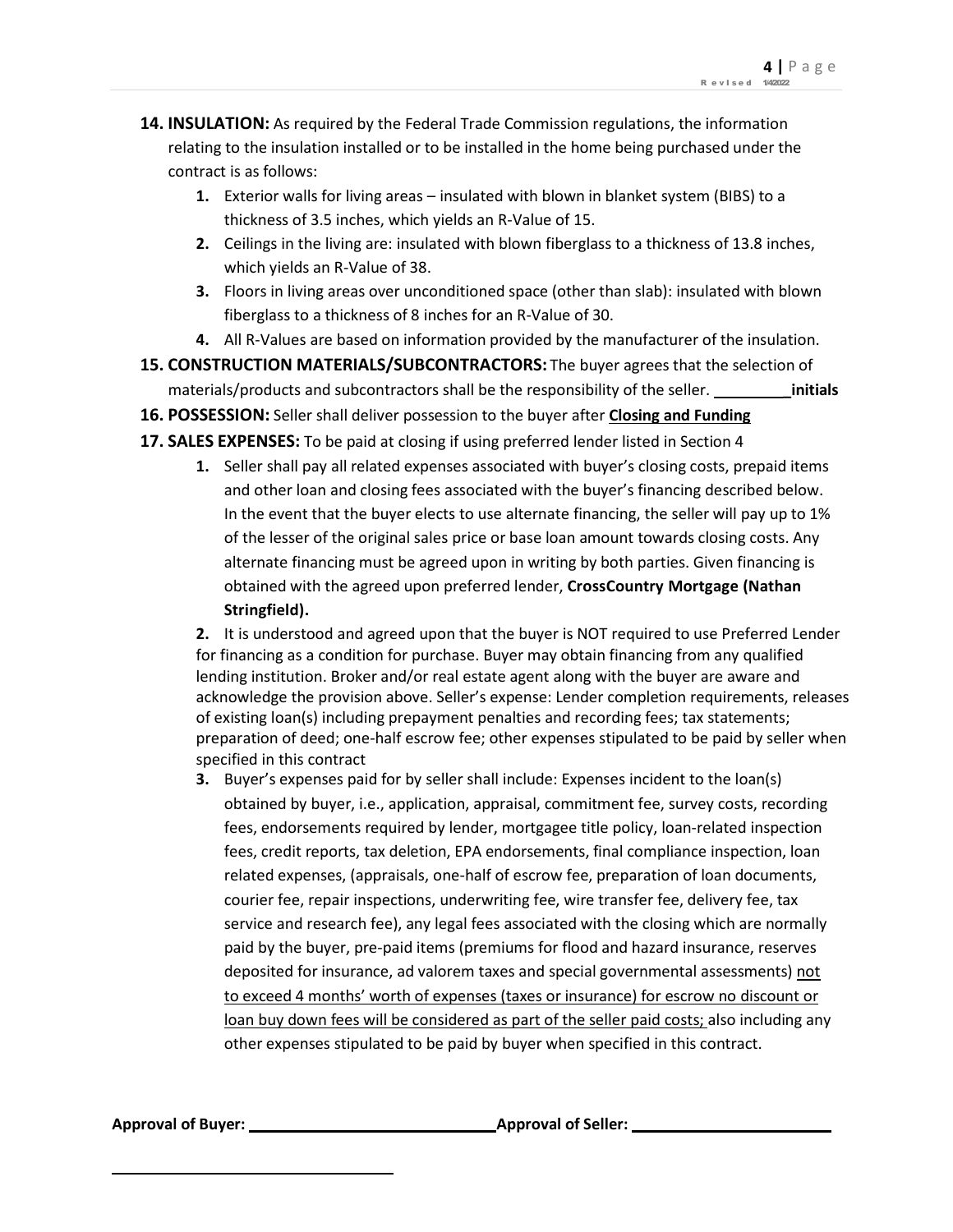**14. INSULATION:** As required by the Federal Trade Commission regulations, the information relating to the insulation installed or to be installed in the home being purchased under the contract is as follows:

1. Exterior walls for living areas – insulated with blown in blanket system (BIBS) to a thickness of 3.5 inches, which yields an R-Value of 15.
2. Ceilings in the living are: insulated with blown fiberglass to a thickness of 13.8 inches, which yields an R-Value of 38.
3. Floors in living areas over unconditioned space (other than slab): insulated with blown fiberglass to a thickness of 8 inches for an R-Value of 30.
4. All R-Values are based on information provided by the manufacturer of the insulation.

**15. CONSTRUCTION MATERIALS/SUBCONTRACTORS:** The buyer agrees that the selection of materials/products and subcontractors shall be the responsibility of the seller. _________**initials**

**16. POSSESSION:** Seller shall deliver possession to the buyer after **Closing and Funding**

**17. SALES EXPENSES:** To be paid at closing if using preferred lender listed in Section 4

1. Seller shall pay all related expenses associated with buyer's closing costs, prepaid items and other loan and closing fees associated with the buyer's financing described below. In the event that the buyer elects to use alternate financing, the seller will pay up to 1% of the lesser of the original sales price or base loan amount towards closing costs. Any alternate financing must be agreed upon in writing by both parties. Given financing is obtained with the agreed upon preferred lender, **CrossCountry Mortgage (Nathan Stringfield).**

2. It is understood and agreed upon that the buyer is NOT required to use Preferred Lender for financing as a condition for purchase. Buyer may obtain financing from any qualified lending institution. Broker and/or real estate agent along with the buyer are aware and acknowledge the provision above. Seller's expense: Lender completion requirements, releases of existing loan(s) including prepayment penalties and recording fees; tax statements; preparation of deed; one-half escrow fee; other expenses stipulated to be paid by seller when specified in this contract

3. Buyer's expenses paid for by seller shall include: Expenses incident to the loan(s) obtained by buyer, i.e., application, appraisal, commitment fee, survey costs, recording fees, endorsements required by lender, mortgagee title policy, loan-related inspection fees, credit reports, tax deletion, EPA endorsements, final compliance inspection, loan related expenses, (appraisals, one-half of escrow fee, preparation of loan documents, courier fee, repair inspections, underwriting fee, wire transfer fee, delivery fee, tax service and research fee), any legal fees associated with the closing which are normally paid by the buyer, pre-paid items (premiums for flood and hazard insurance, reserves deposited for insurance, ad valorem taxes and special governmental assessments) <u>not to exceed 4 months' worth of expenses (taxes or insurance) for escrow no discount or loan buy down fees will be considered as part of the seller paid costs;</u> also including any other expenses stipulated to be paid by buyer when specified in this contract.

**Approval of Buyer:** ____________________________ **Approval of Seller:** ______________________

________________________________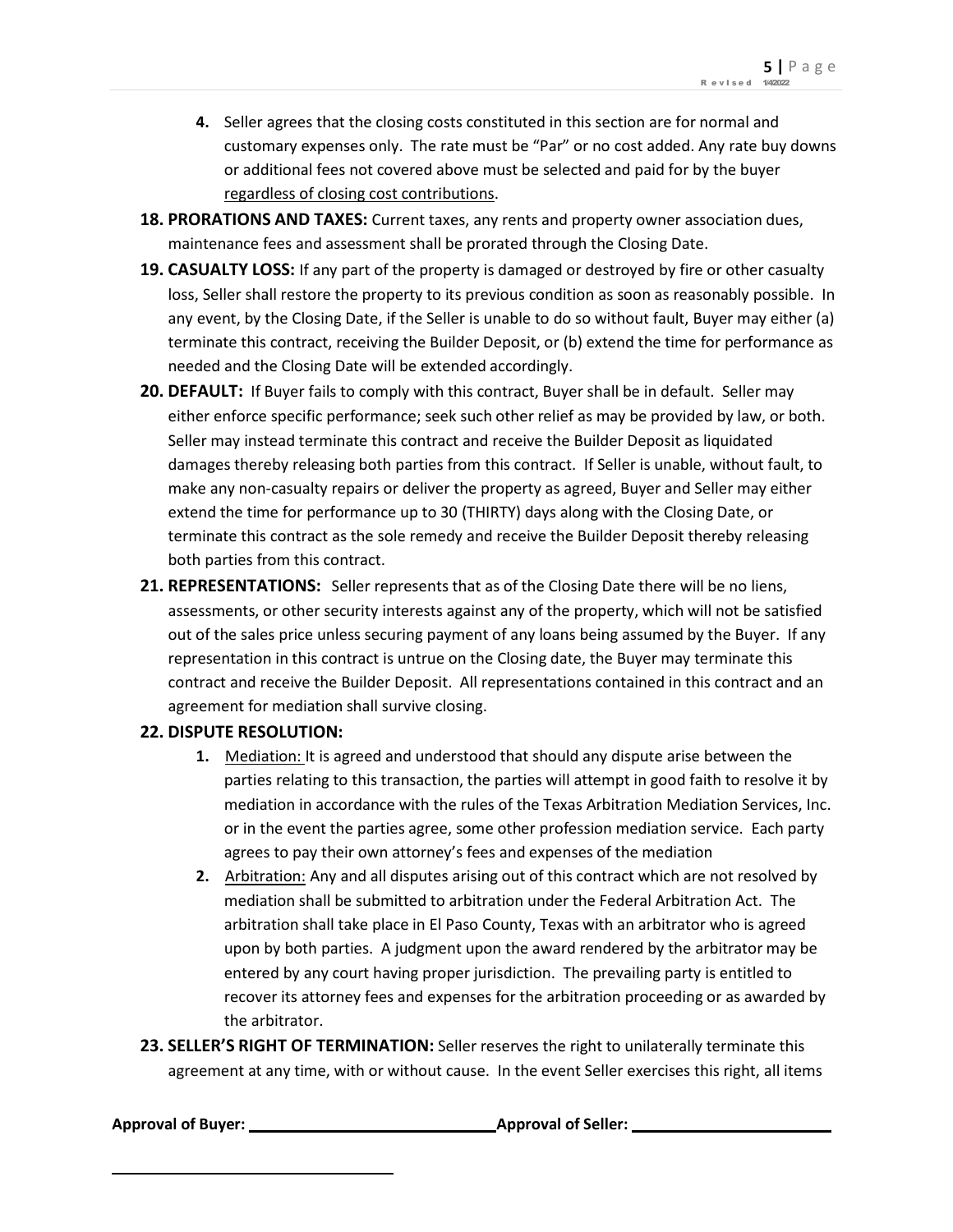4. Seller agrees that the closing costs constituted in this section are for normal and customary expenses only. The rate must be "Par" or no cost added. Any rate buy downs or additional fees not covered above must be selected and paid for by the buyer regardless of closing cost contributions.

**18. PRORATIONS AND TAXES:** Current taxes, any rents and property owner association dues, maintenance fees and assessment shall be prorated through the Closing Date.

**19. CASUALTY LOSS:** If any part of the property is damaged or destroyed by fire or other casualty loss, Seller shall restore the property to its previous condition as soon as reasonably possible. In any event, by the Closing Date, if the Seller is unable to do so without fault, Buyer may either (a) terminate this contract, receiving the Builder Deposit, or (b) extend the time for performance as needed and the Closing Date will be extended accordingly.

**20. DEFAULT:** If Buyer fails to comply with this contract, Buyer shall be in default. Seller may either enforce specific performance; seek such other relief as may be provided by law, or both. Seller may instead terminate this contract and receive the Builder Deposit as liquidated damages thereby releasing both parties from this contract. If Seller is unable, without fault, to make any non-casualty repairs or deliver the property as agreed, Buyer and Seller may either extend the time for performance up to 30 (THIRTY) days along with the Closing Date, or terminate this contract as the sole remedy and receive the Builder Deposit thereby releasing both parties from this contract.

**21. REPRESENTATIONS:** Seller represents that as of the Closing Date there will be no liens, assessments, or other security interests against any of the property, which will not be satisfied out of the sales price unless securing payment of any loans being assumed by the Buyer. If any representation in this contract is untrue on the Closing date, the Buyer may terminate this contract and receive the Builder Deposit. All representations contained in this contract and an agreement for mediation shall survive closing.

**22. DISPUTE RESOLUTION:**

1. Mediation: It is agreed and understood that should any dispute arise between the parties relating to this transaction, the parties will attempt in good faith to resolve it by mediation in accordance with the rules of the Texas Arbitration Mediation Services, Inc. or in the event the parties agree, some other profession mediation service. Each party agrees to pay their own attorney's fees and expenses of the mediation
2. Arbitration: Any and all disputes arising out of this contract which are not resolved by mediation shall be submitted to arbitration under the Federal Arbitration Act. The arbitration shall take place in El Paso County, Texas with an arbitrator who is agreed upon by both parties. A judgment upon the award rendered by the arbitrator may be entered by any court having proper jurisdiction. The prevailing party is entitled to recover its attorney fees and expenses for the arbitration proceeding or as awarded by the arbitrator.

**23. SELLER'S RIGHT OF TERMINATION:** Seller reserves the right to unilaterally terminate this agreement at any time, with or without cause. In the event Seller exercises this right, all items

**Approval of Buyer:** ____________________________ **Approval of Seller:** ________________________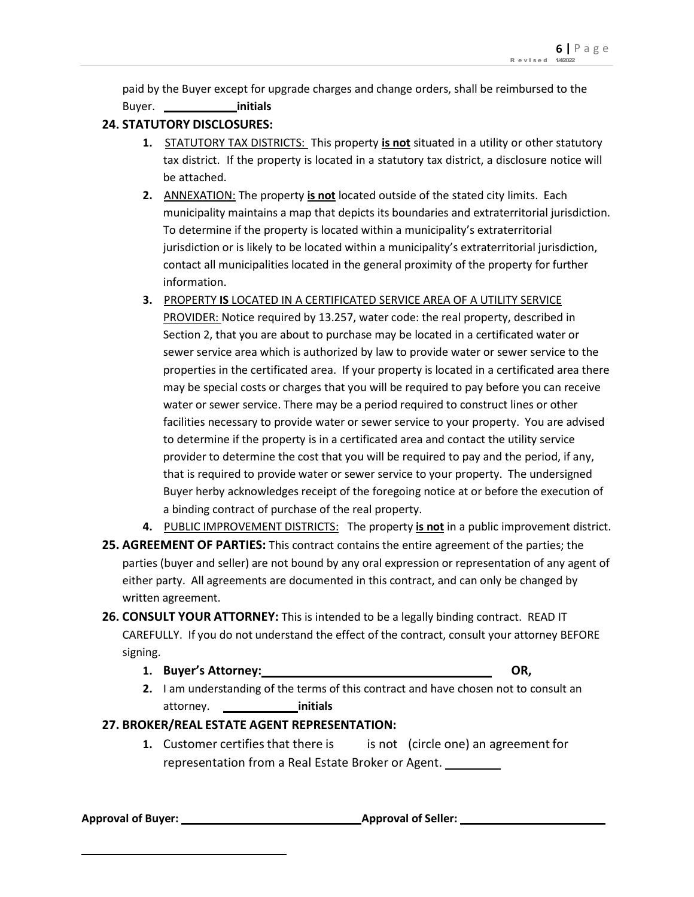paid by the Buyer except for upgrade charges and change orders, shall be reimbursed to the Buyer. ___________ **initials**

**24. STATUTORY DISCLOSURES:**

1. STATUTORY TAX DISTRICTS: This property **is not** situated in a utility or other statutory tax district. If the property is located in a statutory tax district, a disclosure notice will be attached.
2. ANNEXATION: The property **is not** located outside of the stated city limits. Each municipality maintains a map that depicts its boundaries and extraterritorial jurisdiction. To determine if the property is located within a municipality's extraterritorial jurisdiction or is likely to be located within a municipality's extraterritorial jurisdiction, contact all municipalities located in the general proximity of the property for further information.
3. PROPERTY **IS** LOCATED IN A CERTIFICATED SERVICE AREA OF A UTILITY SERVICE PROVIDER: Notice required by 13.257, water code: the real property, described in Section 2, that you are about to purchase may be located in a certificated water or sewer service area which is authorized by law to provide water or sewer service to the properties in the certificated area. If your property is located in a certificated area there may be special costs or charges that you will be required to pay before you can receive water or sewer service. There may be a period required to construct lines or other facilities necessary to provide water or sewer service to your property. You are advised to determine if the property is in a certificated area and contact the utility service provider to determine the cost that you will be required to pay and the period, if any, that is required to provide water or sewer service to your property. The undersigned Buyer herby acknowledges receipt of the foregoing notice at or before the execution of a binding contract of purchase of the real property.
4. PUBLIC IMPROVEMENT DISTRICTS: The property **is not** in a public improvement district.

**25. AGREEMENT OF PARTIES:** This contract contains the entire agreement of the parties; the parties (buyer and seller) are not bound by any oral expression or representation of any agent of either party. All agreements are documented in this contract, and can only be changed by written agreement.

**26. CONSULT YOUR ATTORNEY:** This is intended to be a legally binding contract. READ IT CAREFULLY. If you do not understand the effect of the contract, consult your attorney BEFORE signing.

1. **Buyer's Attorney:** ________________________________ **OR,**
2. I am understanding of the terms of this contract and have chosen not to consult an attorney. ___________ **initials**

**27. BROKER/REAL ESTATE AGENT REPRESENTATION:**

1. Customer certifies that there is is not (circle one) an agreement for representation from a Real Estate Broker or Agent. ________

**Approval of Buyer:** ___________________________ **Approval of Seller:** ______________________

________________________________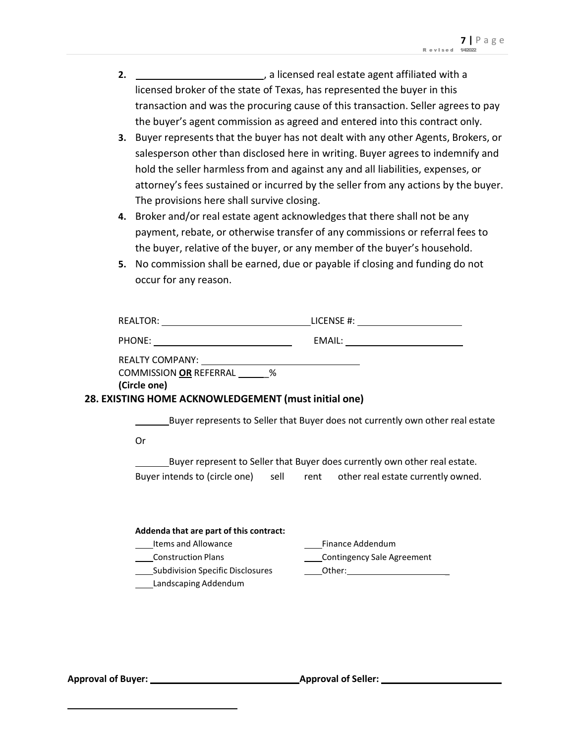2. ________________________, a licensed real estate agent affiliated with a licensed broker of the state of Texas, has represented the buyer in this transaction and was the procuring cause of this transaction. Seller agrees to pay the buyer's agent commission as agreed and entered into this contract only.
3. Buyer represents that the buyer has not dealt with any other Agents, Brokers, or salesperson other than disclosed here in writing. Buyer agrees to indemnify and hold the seller harmless from and against any and all liabilities, expenses, or attorney's fees sustained or incurred by the seller from any actions by the buyer. The provisions here shall survive closing.
4. Broker and/or real estate agent acknowledges that there shall not be any payment, rebate, or otherwise transfer of any commissions or referral fees to the buyer, relative of the buyer, or any member of the buyer's household.
5. No commission shall be earned, due or payable if closing and funding do not occur for any reason.

REALTOR: ______________________________ LICENSE #: ____________________

PHONE: ____________________________ EMAIL: ________________________

REALTY COMPANY: ____________________________

COMMISSION **OR** REFERRAL ______%

**(Circle one)**

**28. EXISTING HOME ACKNOWLEDGEMENT (must initial one)**

_______Buyer represents to Seller that Buyer does not currently own other real estate

Or

_______Buyer represent to Seller that Buyer does currently own other real estate. Buyer intends to (circle one) sell rent other real estate currently owned.

**Addenda that are part of this contract:**

____Items and Allowance

____Construction Plans

____Subdivision Specific Disclosures

____Landscaping Addendum

____Finance Addendum

____Contingency Sale Agreement

____Other:______________________

**Approval of Buyer:** ______________________________ **Approval of Seller:** ________________________

___________________________________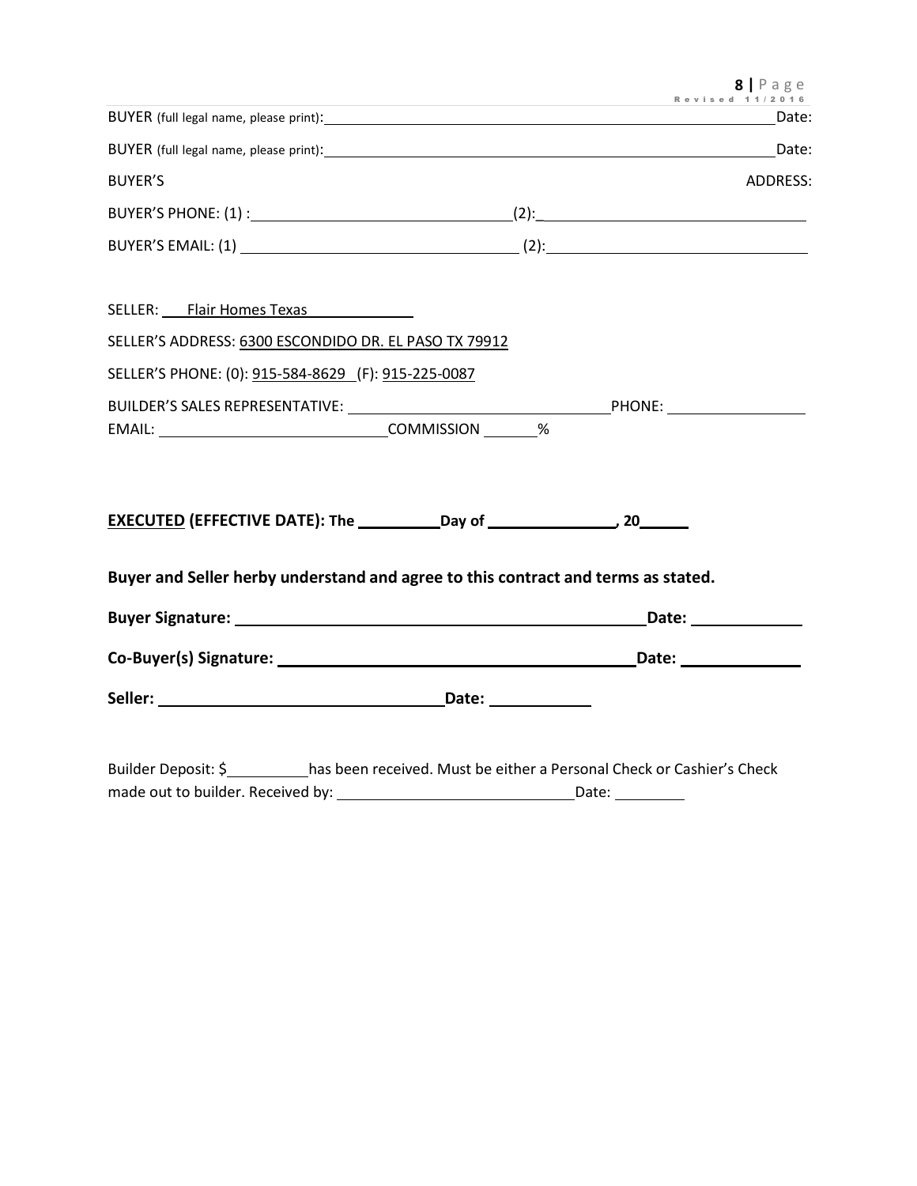BUYER (full legal name, please print):\_\_\_\_\_\_\_\_\_\_\_\_\_\_\_\_\_\_\_\_\_\_\_\_\_\_\_\_\_\_\_\_\_\_\_\_\_\_\_\_\_\_\_\_\_\_\_\_\_\_Date:

BUYER (full legal name, please print):\_\_\_\_\_\_\_\_\_\_\_\_\_\_\_\_\_\_\_\_\_\_\_\_\_\_\_\_\_\_\_\_\_\_\_\_\_\_\_\_\_\_\_\_\_\_\_\_\_\_Date:

BUYER'S ADDRESS:

BUYER'S PHONE: (1) :\_\_\_\_\_\_\_\_\_\_\_\_\_\_\_\_\_\_\_\_\_\_\_\_\_\_\_\_(2):\_\_\_\_\_\_\_\_\_\_\_\_\_\_\_\_\_\_\_\_\_\_\_\_\_\_\_\_

BUYER'S EMAIL: (1) \_\_\_\_\_\_\_\_\_\_\_\_\_\_\_\_\_\_\_\_\_\_\_\_\_\_\_\_ (2):\_\_\_\_\_\_\_\_\_\_\_\_\_\_\_\_\_\_\_\_\_\_\_\_\_\_\_\_

SELLER: Flair Homes Texas

SELLER'S ADDRESS: 6300 ESCONDIDO DR. EL PASO TX 79912

SELLER'S PHONE: (0): 915-584-8629 (F): 915-225-0087

BUILDER'S SALES REPRESENTATIVE: \_\_\_\_\_\_\_\_\_\_\_\_\_\_\_\_\_\_\_\_\_\_\_\_\_\_\_\_PHONE: \_\_\_\_\_\_\_\_\_\_\_\_\_\_\_\_

EMAIL: \_\_\_\_\_\_\_\_\_\_\_\_\_\_\_\_\_\_\_\_\_\_\_\_\_\_COMMISSION \_\_\_\_\_\_%

**<u>EXECUTED</u> (EFFECTIVE DATE): The \_\_\_\_\_\_\_\_\_Day of \_\_\_\_\_\_\_\_\_\_\_\_\_\_\_, 20\_\_\_\_\_\_**

**Buyer and Seller herby understand and agree to this contract and terms as stated.**

**Buyer Signature: \_\_\_\_\_\_\_\_\_\_\_\_\_\_\_\_\_\_\_\_\_\_\_\_\_\_\_\_\_\_\_\_\_\_\_\_\_\_\_\_\_\_Date: \_\_\_\_\_\_\_\_\_\_\_\_**

**Co-Buyer(s) Signature: \_\_\_\_\_\_\_\_\_\_\_\_\_\_\_\_\_\_\_\_\_\_\_\_\_\_\_\_\_\_\_\_\_\_\_\_\_Date: \_\_\_\_\_\_\_\_\_\_\_\_**

**Seller: \_\_\_\_\_\_\_\_\_\_\_\_\_\_\_\_\_\_\_\_\_\_\_\_\_\_\_\_\_\_Date: \_\_\_\_\_\_\_\_\_\_\_**

Builder Deposit: $\_\_\_\_\_\_\_\_\_\_has been received. Must be either a Personal Check or Cashier's Check made out to builder. Received by: \_\_\_\_\_\_\_\_\_\_\_\_\_\_\_\_\_\_\_\_\_\_\_\_\_\_\_\_Date: \_\_\_\_\_\_\_\_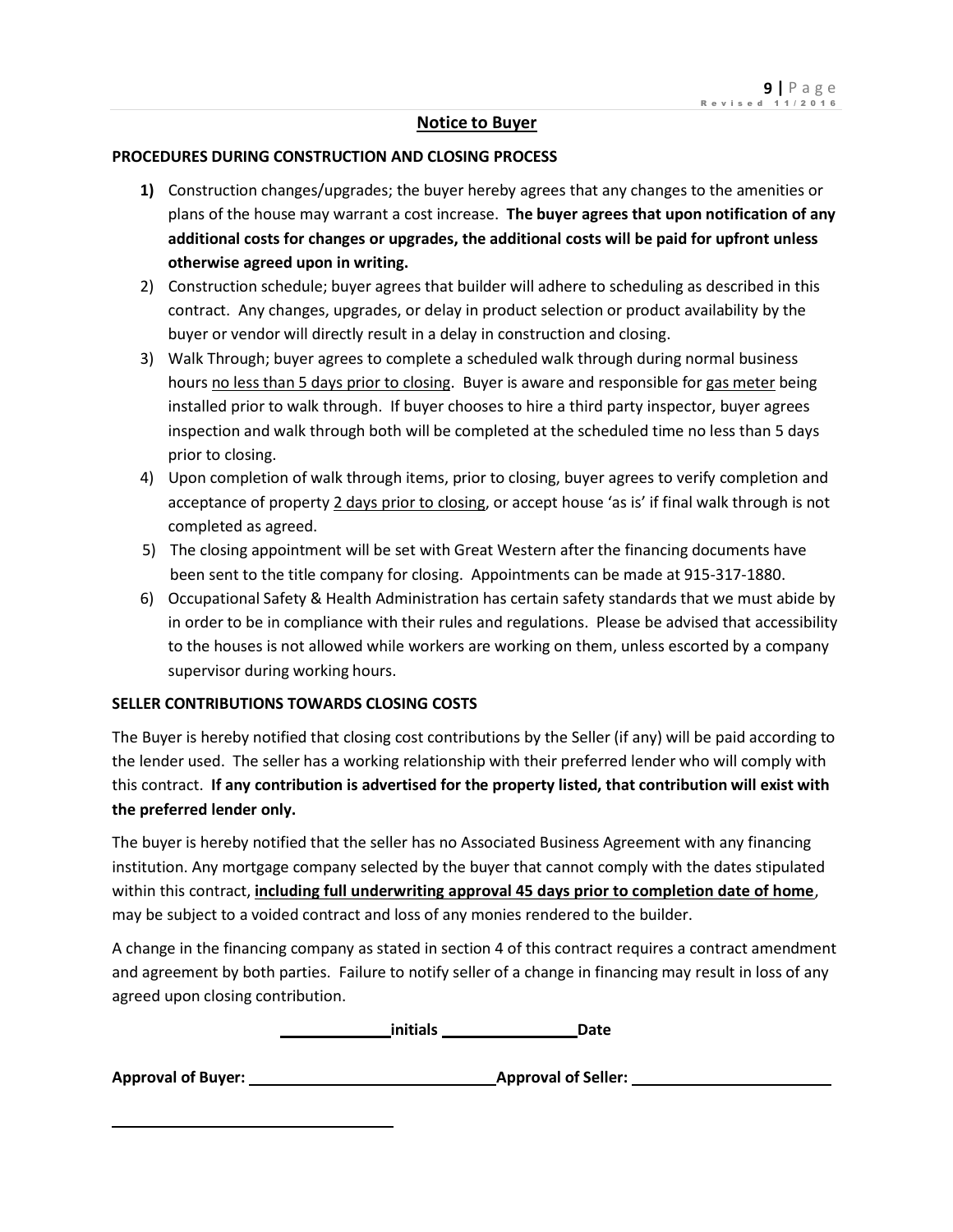## Notice to Buyer

**PROCEDURES DURING CONSTRUCTION AND CLOSING PROCESS**

1) Construction changes/upgrades; the buyer hereby agrees that any changes to the amenities or plans of the house may warrant a cost increase. **The buyer agrees that upon notification of any additional costs for changes or upgrades, the additional costs will be paid for upfront unless otherwise agreed upon in writing.**
2) Construction schedule; buyer agrees that builder will adhere to scheduling as described in this contract. Any changes, upgrades, or delay in product selection or product availability by the buyer or vendor will directly result in a delay in construction and closing.
3) Walk Through; buyer agrees to complete a scheduled walk through during normal business hours <u>no less than 5 days prior to closing</u>. Buyer is aware and responsible for <u>gas meter</u> being installed prior to walk through. If buyer chooses to hire a third party inspector, buyer agrees inspection and walk through both will be completed at the scheduled time no less than 5 days prior to closing.
4) Upon completion of walk through items, prior to closing, buyer agrees to verify completion and acceptance of property <u>2 days prior to closing</u>, or accept house 'as is' if final walk through is not completed as agreed.
5) The closing appointment will be set with Great Western after the financing documents have been sent to the title company for closing. Appointments can be made at 915-317-1880.
6) Occupational Safety & Health Administration has certain safety standards that we must abide by in order to be in compliance with their rules and regulations. Please be advised that accessibility to the houses is not allowed while workers are working on them, unless escorted by a company supervisor during working hours.

**SELLER CONTRIBUTIONS TOWARDS CLOSING COSTS**

The Buyer is hereby notified that closing cost contributions by the Seller (if any) will be paid according to the lender used. The seller has a working relationship with their preferred lender who will comply with this contract. **If any contribution is advertised for the property listed, that contribution will exist with the preferred lender only.**

The buyer is hereby notified that the seller has no Associated Business Agreement with any financing institution. Any mortgage company selected by the buyer that cannot comply with the dates stipulated within this contract, **<u>including full underwriting approval 45 days prior to completion date of home</u>**, may be subject to a voided contract and loss of any monies rendered to the builder.

A change in the financing company as stated in section 4 of this contract requires a contract amendment and agreement by both parties. Failure to notify seller of a change in financing may result in loss of any agreed upon closing contribution.

**\_\_\_\_\_\_\_\_\_\_\_\_ initials \_\_\_\_\_\_\_\_\_\_\_\_\_\_ Date**

**Approval of Buyer:** \_\_\_\_\_\_\_\_\_\_\_\_\_\_\_\_\_\_\_\_\_\_\_\_\_\_ **Approval of Seller:** \_\_\_\_\_\_\_\_\_\_\_\_\_\_\_\_\_\_\_\_\_\_

\_\_\_\_\_\_\_\_\_\_\_\_\_\_\_\_\_\_\_\_\_\_\_\_\_\_\_\_\_\_